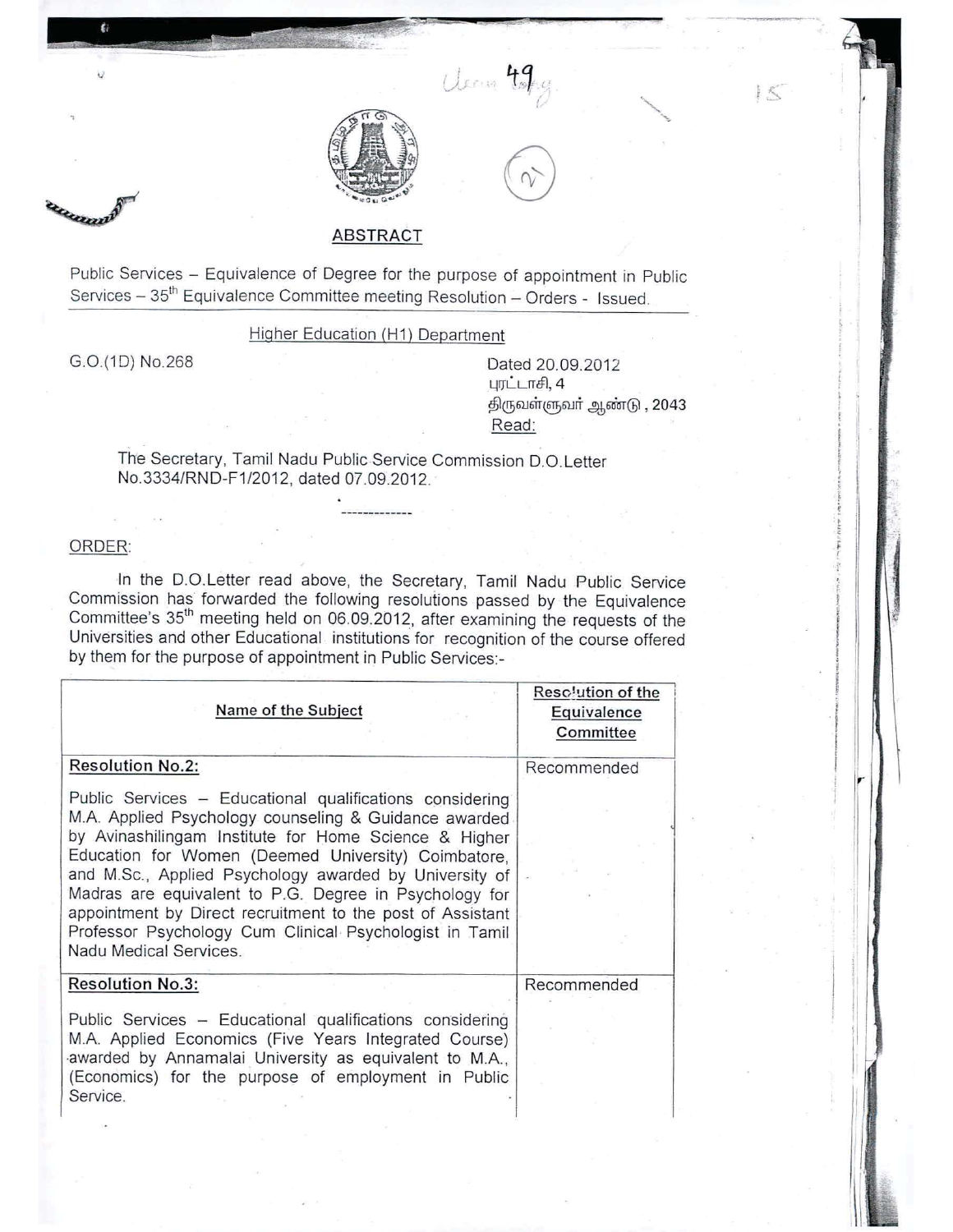## ABSTRACT

Public Services – Equivalence of Degree for the purpose of appointment in Public Services – 35th Equivalence Committee meeting Resolution – Orders - Issued.

Higher Education (H1) Department

G.O.(1D) No.268

Dated 20.09.2012
புரட்டாசி, 4
திருவள்ளுவர் ஆண்டு, 2043

Read:

The Secretary, Tamil Nadu Public Service Commission D.O.Letter No.3334/RND-F1/2012, dated 07.09.2012.

-------------

ORDER:

In the D.O.Letter read above, the Secretary, Tamil Nadu Public Service Commission has forwarded the following resolutions passed by the Equivalence Committee's 35th meeting held on 06.09.2012, after examining the requests of the Universities and other Educational institutions for recognition of the course offered by them for the purpose of appointment in Public Services:-

| Name of the Subject | Resolution of the Equivalence Committee |
|---|---|
| **Resolution No.2:**<br><br>Public Services – Educational qualifications considering M.A. Applied Psychology counseling & Guidance awarded by Avinashilingam Institute for Home Science & Higher Education for Women (Deemed University) Coimbatore, and M.Sc., Applied Psychology awarded by University of Madras are equivalent to P.G. Degree in Psychology for appointment by Direct recruitment to the post of Assistant Professor Psychology Cum Clinical Psychologist in Tamil Nadu Medical Services. | Recommended |
| **Resolution No.3:**<br><br>Public Services – Educational qualifications considering M.A. Applied Economics (Five Years Integrated Course) awarded by Annamalai University as equivalent to M.A., (Economics) for the purpose of employment in Public Service. | Recommended |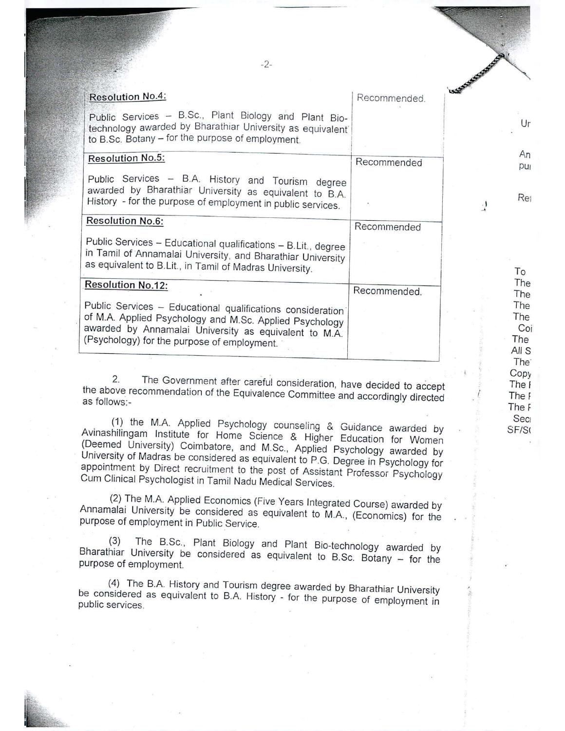| Resolution | Recommendation |
|---|---|
| **Resolution No.4:** Public Services – B.Sc., Plant Biology and Plant Bio-technology awarded by Bharathiar University as equivalent to B.Sc. Botany – for the purpose of employment. | Recommended. |
| **Resolution No.5:** Public Services – B.A. History and Tourism degree awarded by Bharathiar University as equivalent to B.A. History - for the purpose of employment in public services. | Recommended |
| **Resolution No.6:** Public Services – Educational qualifications – B.Lit., degree in Tamil of Annamalai University, and Bharathiar University as equivalent to B.Lit., in Tamil of Madras University. | Recommended |
| **Resolution No.12:** Public Services – Educational qualifications consideration of M.A. Applied Psychology and M.Sc. Applied Psychology awarded by Annamalai University as equivalent to M.A. (Psychology) for the purpose of employment. | Recommended. |

2. The Government after careful consideration, have decided to accept the above recommendation of the Equivalence Committee and accordingly directed as follows:-

(1) the M.A. Applied Psychology counseling & Guidance awarded by Avinashilingam Institute for Home Science & Higher Education for Women (Deemed University) Coimbatore, and M.Sc., Applied Psychology awarded by University of Madras be considered as equivalent to P.G. Degree in Psychology for appointment by Direct recruitment to the post of Assistant Professor Psychology Cum Clinical Psychologist in Tamil Nadu Medical Services.

(2) The M.A. Applied Economics (Five Years Integrated Course) awarded by Annamalai University be considered as equivalent to M.A., (Economics) for the purpose of employment in Public Service.

(3) The B.Sc., Plant Biology and Plant Bio-technology awarded by Bharathiar University be considered as equivalent to B.Sc. Botany – for the purpose of employment.

(4) The B.A. History and Tourism degree awarded by Bharathiar University be considered as equivalent to B.A. History - for the purpose of employment in public services.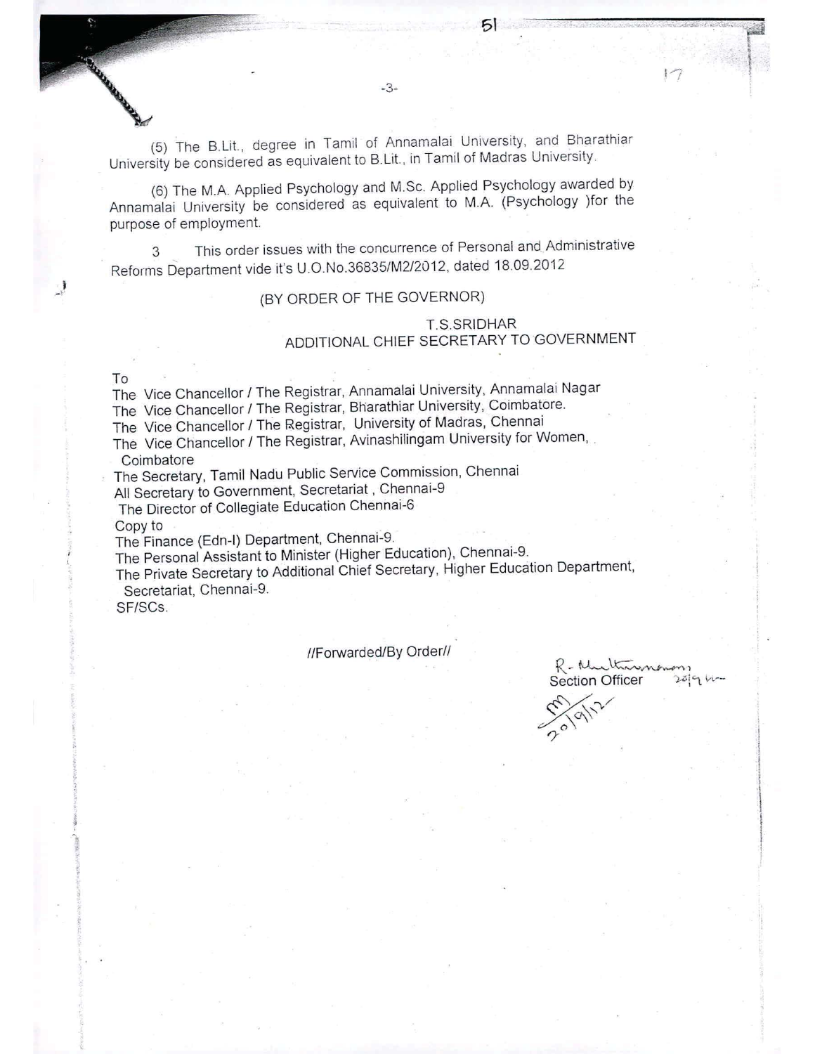(5) The B.Lit., degree in Tamil of Annamalai University, and Bharathiar University be considered as equivalent to B.Lit., in Tamil of Madras University.

(6) The M.A. Applied Psychology and M.Sc. Applied Psychology awarded by Annamalai University be considered as equivalent to M.A. (Psychology )for the purpose of employment.

3 This order issues with the concurrence of Personal and Administrative Reforms Department vide it's U.O.No.36835/M2/2012, dated 18.09.2012

(BY ORDER OF THE GOVERNOR)

T.S.SRIDHAR
ADDITIONAL CHIEF SECRETARY TO GOVERNMENT

To
The Vice Chancellor / The Registrar, Annamalai University, Annamalai Nagar
The Vice Chancellor / The Registrar, Bharathiar University, Coimbatore.
The Vice Chancellor / The Registrar, University of Madras, Chennai
The Vice Chancellor / The Registrar, Avinashilingam University for Women, Coimbatore
The Secretary, Tamil Nadu Public Service Commission, Chennai
All Secretary to Government, Secretariat , Chennai-9
The Director of Collegiate Education Chennai-6
Copy to
The Finance (Edn-I) Department, Chennai-9.
The Personal Assistant to Minister (Higher Education), Chennai-9.
The Private Secretary to Additional Chief Secretary, Higher Education Department, Secretariat, Chennai-9.
SF/SCs.

//Forwarded/By Order//

R. Muthumanon
Section Officer 20/9/12
20/9/12